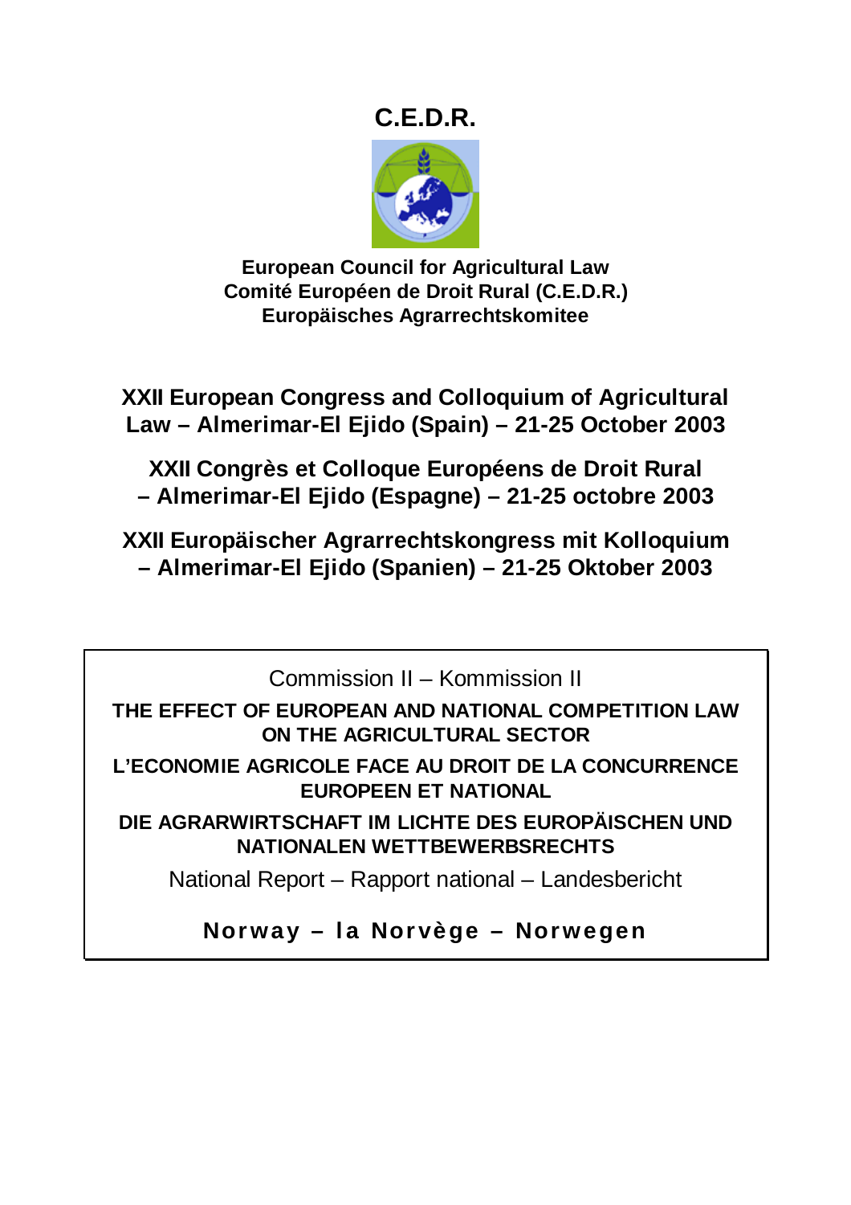# C.E.D.R.

**European Council for Agricultural Law**
**Comité Européen de Droit Rural (C.E.D.R.)**
**Europäisches Agrarrechtskomitee**

## XXII European Congress and Colloquium of Agricultural Law – Almerimar-El Ejido (Spain) – 21-25 October 2003

## XXII Congrès et Colloque Européens de Droit Rural – Almerimar-El Ejido (Espagne) – 21-25 octobre 2003

## XXII Europäischer Agrarrechtskongress mit Kolloquium – Almerimar-El Ejido (Spanien) – 21-25 Oktober 2003

Commission II – Kommission II

**THE EFFECT OF EUROPEAN AND NATIONAL COMPETITION LAW ON THE AGRICULTURAL SECTOR**

**L'ECONOMIE AGRICOLE FACE AU DROIT DE LA CONCURRENCE EUROPEEN ET NATIONAL**

**DIE AGRARWIRTSCHAFT IM LICHTE DES EUROPÄISCHEN UND NATIONALEN WETTBEWERBSRECHTS**

National Report – Rapport national – Landesbericht

**Norway – la Norvège – Norwegen**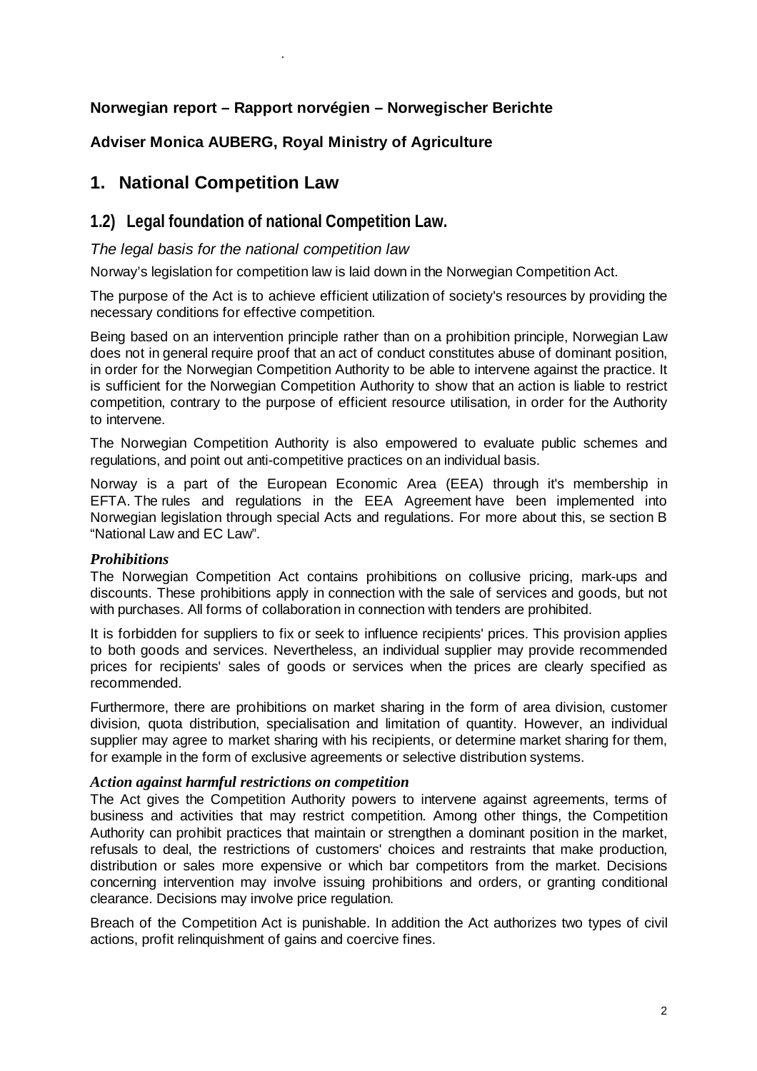**Norwegian report – Rapport norvégien – Norwegischer Berichte**

**Adviser Monica AUBERG, Royal Ministry of Agriculture**

# 1. National Competition Law

## 1.2) Legal foundation of national Competition Law.

*The legal basis for the national competition law*

Norway's legislation for competition law is laid down in the Norwegian Competition Act.

The purpose of the Act is to achieve efficient utilization of society's resources by providing the necessary conditions for effective competition.

Being based on an intervention principle rather than on a prohibition principle, Norwegian Law does not in general require proof that an act of conduct constitutes abuse of dominant position, in order for the Norwegian Competition Authority to be able to intervene against the practice. It is sufficient for the Norwegian Competition Authority to show that an action is liable to restrict competition, contrary to the purpose of efficient resource utilisation, in order for the Authority to intervene.

The Norwegian Competition Authority is also empowered to evaluate public schemes and regulations, and point out anti-competitive practices on an individual basis.

Norway is a part of the European Economic Area (EEA) through it's membership in EFTA. The rules and regulations in the EEA Agreement have been implemented into Norwegian legislation through special Acts and regulations. For more about this, se section B "National Law and EC Law".

***Prohibitions***

The Norwegian Competition Act contains prohibitions on collusive pricing, mark-ups and discounts. These prohibitions apply in connection with the sale of services and goods, but not with purchases. All forms of collaboration in connection with tenders are prohibited.

It is forbidden for suppliers to fix or seek to influence recipients' prices. This provision applies to both goods and services. Nevertheless, an individual supplier may provide recommended prices for recipients' sales of goods or services when the prices are clearly specified as recommended.

Furthermore, there are prohibitions on market sharing in the form of area division, customer division, quota distribution, specialisation and limitation of quantity. However, an individual supplier may agree to market sharing with his recipients, or determine market sharing for them, for example in the form of exclusive agreements or selective distribution systems.

***Action against harmful restrictions on competition***

The Act gives the Competition Authority powers to intervene against agreements, terms of business and activities that may restrict competition. Among other things, the Competition Authority can prohibit practices that maintain or strengthen a dominant position in the market, refusals to deal, the restrictions of customers' choices and restraints that make production, distribution or sales more expensive or which bar competitors from the market. Decisions concerning intervention may involve issuing prohibitions and orders, or granting conditional clearance. Decisions may involve price regulation.

Breach of the Competition Act is punishable. In addition the Act authorizes two types of civil actions, profit relinquishment of gains and coercive fines.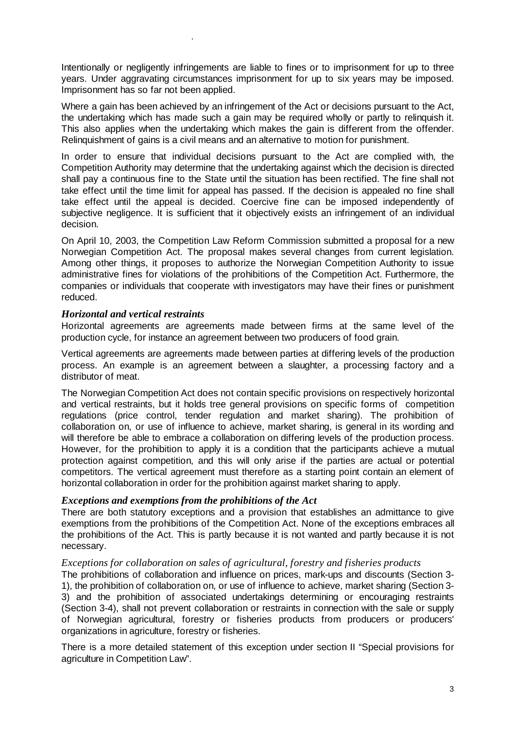Intentionally or negligently infringements are liable to fines or to imprisonment for up to three years. Under aggravating circumstances imprisonment for up to six years may be imposed. Imprisonment has so far not been applied.

Where a gain has been achieved by an infringement of the Act or decisions pursuant to the Act, the undertaking which has made such a gain may be required wholly or partly to relinquish it. This also applies when the undertaking which makes the gain is different from the offender. Relinquishment of gains is a civil means and an alternative to motion for punishment.

In order to ensure that individual decisions pursuant to the Act are complied with, the Competition Authority may determine that the undertaking against which the decision is directed shall pay a continuous fine to the State until the situation has been rectified. The fine shall not take effect until the time limit for appeal has passed. If the decision is appealed no fine shall take effect until the appeal is decided. Coercive fine can be imposed independently of subjective negligence. It is sufficient that it objectively exists an infringement of an individual decision.

On April 10, 2003, the Competition Law Reform Commission submitted a proposal for a new Norwegian Competition Act. The proposal makes several changes from current legislation. Among other things, it proposes to authorize the Norwegian Competition Authority to issue administrative fines for violations of the prohibitions of the Competition Act. Furthermore, the companies or individuals that cooperate with investigators may have their fines or punishment reduced.

### *Horizontal and vertical restraints*

Horizontal agreements are agreements made between firms at the same level of the production cycle, for instance an agreement between two producers of food grain.

Vertical agreements are agreements made between parties at differing levels of the production process. An example is an agreement between a slaughter, a processing factory and a distributor of meat.

The Norwegian Competition Act does not contain specific provisions on respectively horizontal and vertical restraints, but it holds tree general provisions on specific forms of competition regulations (price control, tender regulation and market sharing). The prohibition of collaboration on, or use of influence to achieve, market sharing, is general in its wording and will therefore be able to embrace a collaboration on differing levels of the production process. However, for the prohibition to apply it is a condition that the participants achieve a mutual protection against competition, and this will only arise if the parties are actual or potential competitors. The vertical agreement must therefore as a starting point contain an element of horizontal collaboration in order for the prohibition against market sharing to apply.

### *Exceptions and exemptions from the prohibitions of the Act*

There are both statutory exceptions and a provision that establishes an admittance to give exemptions from the prohibitions of the Competition Act. None of the exceptions embraces all the prohibitions of the Act. This is partly because it is not wanted and partly because it is not necessary.

#### *Exceptions for collaboration on sales of agricultural, forestry and fisheries products*

The prohibitions of collaboration and influence on prices, mark-ups and discounts (Section 3-1), the prohibition of collaboration on, or use of influence to achieve, market sharing (Section 3-3) and the prohibition of associated undertakings determining or encouraging restraints (Section 3-4), shall not prevent collaboration or restraints in connection with the sale or supply of Norwegian agricultural, forestry or fisheries products from producers or producers' organizations in agriculture, forestry or fisheries.

There is a more detailed statement of this exception under section II "Special provisions for agriculture in Competition Law".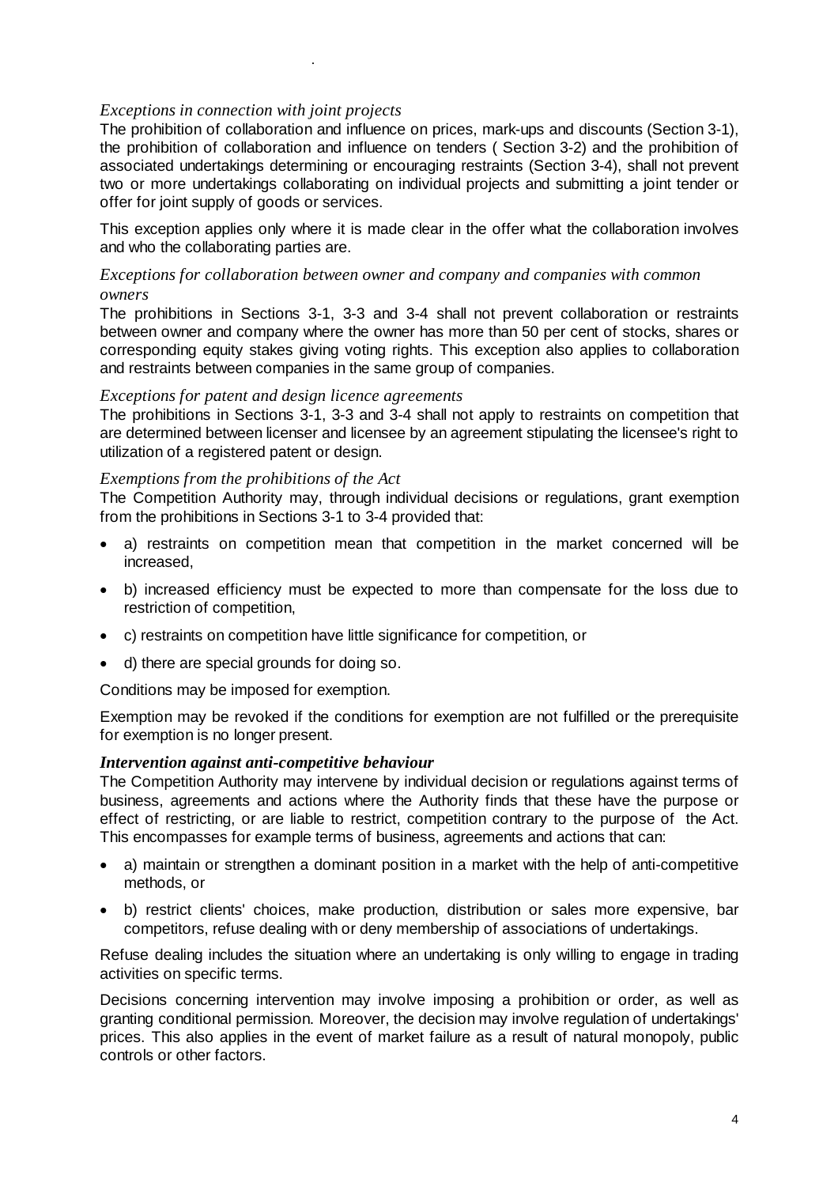*Exceptions in connection with joint projects*

The prohibition of collaboration and influence on prices, mark-ups and discounts (Section 3-1), the prohibition of collaboration and influence on tenders ( Section 3-2) and the prohibition of associated undertakings determining or encouraging restraints (Section 3-4), shall not prevent two or more undertakings collaborating on individual projects and submitting a joint tender or offer for joint supply of goods or services.

This exception applies only where it is made clear in the offer what the collaboration involves and who the collaborating parties are.

*Exceptions for collaboration between owner and company and companies with common owners*

The prohibitions in Sections 3-1, 3-3 and 3-4 shall not prevent collaboration or restraints between owner and company where the owner has more than 50 per cent of stocks, shares or corresponding equity stakes giving voting rights. This exception also applies to collaboration and restraints between companies in the same group of companies.

*Exceptions for patent and design licence agreements*

The prohibitions in Sections 3-1, 3-3 and 3-4 shall not apply to restraints on competition that are determined between licenser and licensee by an agreement stipulating the licensee's right to utilization of a registered patent or design.

*Exemptions from the prohibitions of the Act*

The Competition Authority may, through individual decisions or regulations, grant exemption from the prohibitions in Sections 3-1 to 3-4 provided that:

- a) restraints on competition mean that competition in the market concerned will be increased,
- b) increased efficiency must be expected to more than compensate for the loss due to restriction of competition,
- c) restraints on competition have little significance for competition, or
- d) there are special grounds for doing so.

Conditions may be imposed for exemption.

Exemption may be revoked if the conditions for exemption are not fulfilled or the prerequisite for exemption is no longer present.

***Intervention against anti-competitive behaviour***

The Competition Authority may intervene by individual decision or regulations against terms of business, agreements and actions where the Authority finds that these have the purpose or effect of restricting, or are liable to restrict, competition contrary to the purpose of the Act. This encompasses for example terms of business, agreements and actions that can:

- a) maintain or strengthen a dominant position in a market with the help of anti-competitive methods, or
- b) restrict clients' choices, make production, distribution or sales more expensive, bar competitors, refuse dealing with or deny membership of associations of undertakings.

Refuse dealing includes the situation where an undertaking is only willing to engage in trading activities on specific terms.

Decisions concerning intervention may involve imposing a prohibition or order, as well as granting conditional permission. Moreover, the decision may involve regulation of undertakings' prices. This also applies in the event of market failure as a result of natural monopoly, public controls or other factors.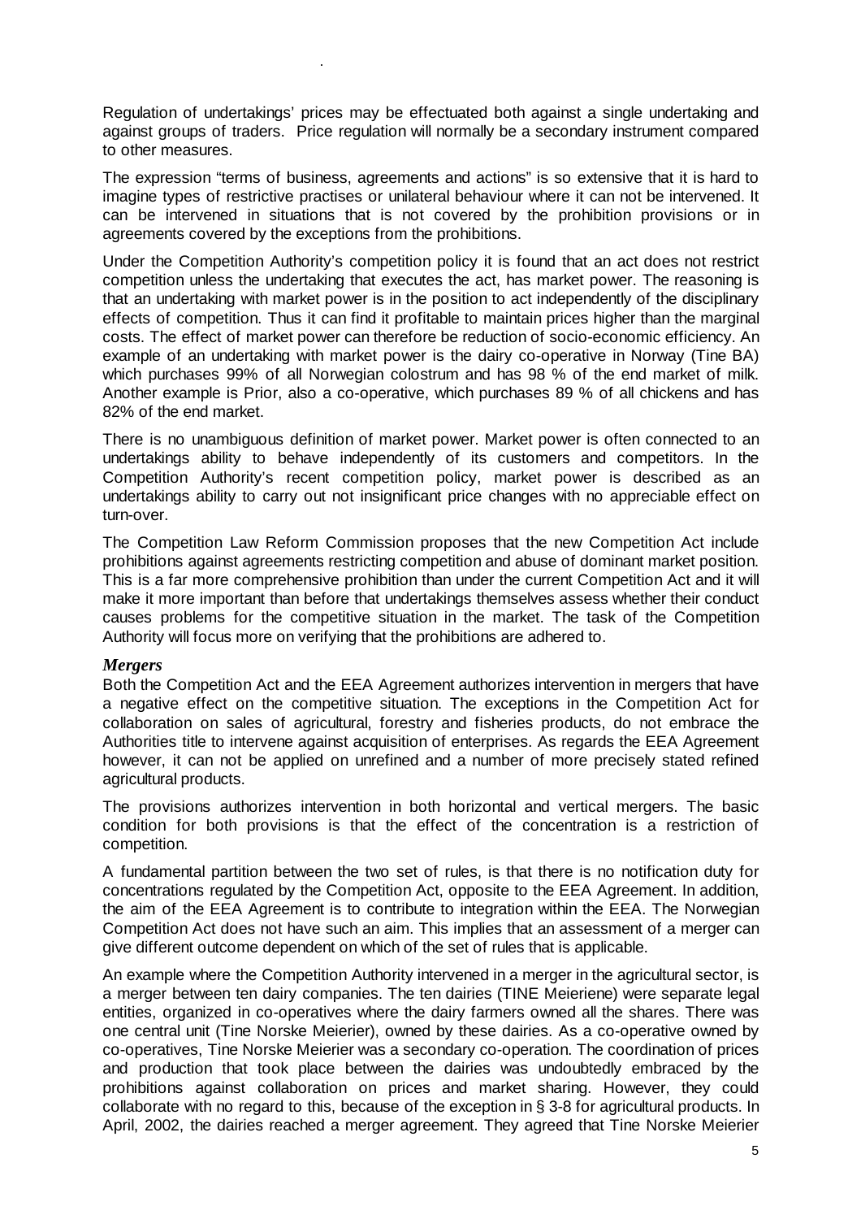Regulation of undertakings' prices may be effectuated both against a single undertaking and against groups of traders. Price regulation will normally be a secondary instrument compared to other measures.

The expression "terms of business, agreements and actions" is so extensive that it is hard to imagine types of restrictive practises or unilateral behaviour where it can not be intervened. It can be intervened in situations that is not covered by the prohibition provisions or in agreements covered by the exceptions from the prohibitions.

Under the Competition Authority's competition policy it is found that an act does not restrict competition unless the undertaking that executes the act, has market power. The reasoning is that an undertaking with market power is in the position to act independently of the disciplinary effects of competition. Thus it can find it profitable to maintain prices higher than the marginal costs. The effect of market power can therefore be reduction of socio-economic efficiency. An example of an undertaking with market power is the dairy co-operative in Norway (Tine BA) which purchases 99% of all Norwegian colostrum and has 98 % of the end market of milk. Another example is Prior, also a co-operative, which purchases 89 % of all chickens and has 82% of the end market.

There is no unambiguous definition of market power. Market power is often connected to an undertakings ability to behave independently of its customers and competitors. In the Competition Authority's recent competition policy, market power is described as an undertakings ability to carry out not insignificant price changes with no appreciable effect on turn-over.

The Competition Law Reform Commission proposes that the new Competition Act include prohibitions against agreements restricting competition and abuse of dominant market position. This is a far more comprehensive prohibition than under the current Competition Act and it will make it more important than before that undertakings themselves assess whether their conduct causes problems for the competitive situation in the market. The task of the Competition Authority will focus more on verifying that the prohibitions are adhered to.

### *Mergers*

Both the Competition Act and the EEA Agreement authorizes intervention in mergers that have a negative effect on the competitive situation. The exceptions in the Competition Act for collaboration on sales of agricultural, forestry and fisheries products, do not embrace the Authorities title to intervene against acquisition of enterprises. As regards the EEA Agreement however, it can not be applied on unrefined and a number of more precisely stated refined agricultural products.

The provisions authorizes intervention in both horizontal and vertical mergers. The basic condition for both provisions is that the effect of the concentration is a restriction of competition.

A fundamental partition between the two set of rules, is that there is no notification duty for concentrations regulated by the Competition Act, opposite to the EEA Agreement. In addition, the aim of the EEA Agreement is to contribute to integration within the EEA. The Norwegian Competition Act does not have such an aim. This implies that an assessment of a merger can give different outcome dependent on which of the set of rules that is applicable.

An example where the Competition Authority intervened in a merger in the agricultural sector, is a merger between ten dairy companies. The ten dairies (TINE Meieriene) were separate legal entities, organized in co-operatives where the dairy farmers owned all the shares. There was one central unit (Tine Norske Meierier), owned by these dairies. As a co-operative owned by co-operatives, Tine Norske Meierier was a secondary co-operation. The coordination of prices and production that took place between the dairies was undoubtedly embraced by the prohibitions against collaboration on prices and market sharing. However, they could collaborate with no regard to this, because of the exception in § 3-8 for agricultural products. In April, 2002, the dairies reached a merger agreement. They agreed that Tine Norske Meierier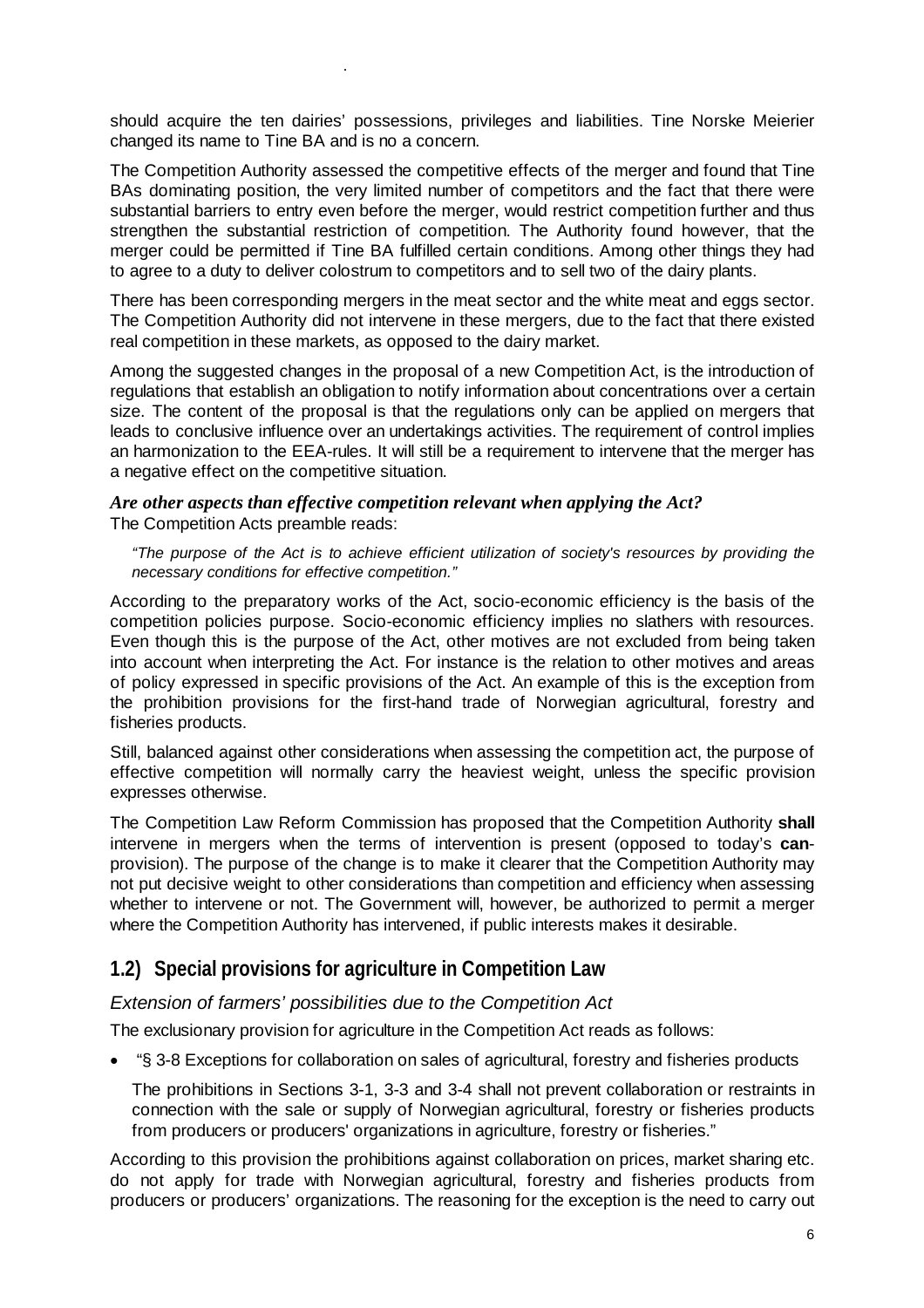should acquire the ten dairies' possessions, privileges and liabilities. Tine Norske Meierier changed its name to Tine BA and is no a concern.

The Competition Authority assessed the competitive effects of the merger and found that Tine BAs dominating position, the very limited number of competitors and the fact that there were substantial barriers to entry even before the merger, would restrict competition further and thus strengthen the substantial restriction of competition. The Authority found however, that the merger could be permitted if Tine BA fulfilled certain conditions. Among other things they had to agree to a duty to deliver colostrum to competitors and to sell two of the dairy plants.

There has been corresponding mergers in the meat sector and the white meat and eggs sector. The Competition Authority did not intervene in these mergers, due to the fact that there existed real competition in these markets, as opposed to the dairy market.

Among the suggested changes in the proposal of a new Competition Act, is the introduction of regulations that establish an obligation to notify information about concentrations over a certain size. The content of the proposal is that the regulations only can be applied on mergers that leads to conclusive influence over an undertakings activities. The requirement of control implies an harmonization to the EEA-rules. It will still be a requirement to intervene that the merger has a negative effect on the competitive situation.

***Are other aspects than effective competition relevant when applying the Act?***

The Competition Acts preamble reads:

> *"The purpose of the Act is to achieve efficient utilization of society's resources by providing the necessary conditions for effective competition."*

According to the preparatory works of the Act, socio-economic efficiency is the basis of the competition policies purpose. Socio-economic efficiency implies no slathers with resources. Even though this is the purpose of the Act, other motives are not excluded from being taken into account when interpreting the Act. For instance is the relation to other motives and areas of policy expressed in specific provisions of the Act. An example of this is the exception from the prohibition provisions for the first-hand trade of Norwegian agricultural, forestry and fisheries products.

Still, balanced against other considerations when assessing the competition act, the purpose of effective competition will normally carry the heaviest weight, unless the specific provision expresses otherwise.

The Competition Law Reform Commission has proposed that the Competition Authority **shall** intervene in mergers when the terms of intervention is present (opposed to today's **can**-provision). The purpose of the change is to make it clearer that the Competition Authority may not put decisive weight to other considerations than competition and efficiency when assessing whether to intervene or not. The Government will, however, be authorized to permit a merger where the Competition Authority has intervened, if public interests makes it desirable.

## 1.2) Special provisions for agriculture in Competition Law

*Extension of farmers' possibilities due to the Competition Act*

The exclusionary provision for agriculture in the Competition Act reads as follows:

- "§ 3-8 Exceptions for collaboration on sales of agricultural, forestry and fisheries products

  The prohibitions in Sections 3-1, 3-3 and 3-4 shall not prevent collaboration or restraints in connection with the sale or supply of Norwegian agricultural, forestry or fisheries products from producers or producers' organizations in agriculture, forestry or fisheries."

According to this provision the prohibitions against collaboration on prices, market sharing etc. do not apply for trade with Norwegian agricultural, forestry and fisheries products from producers or producers' organizations. The reasoning for the exception is the need to carry out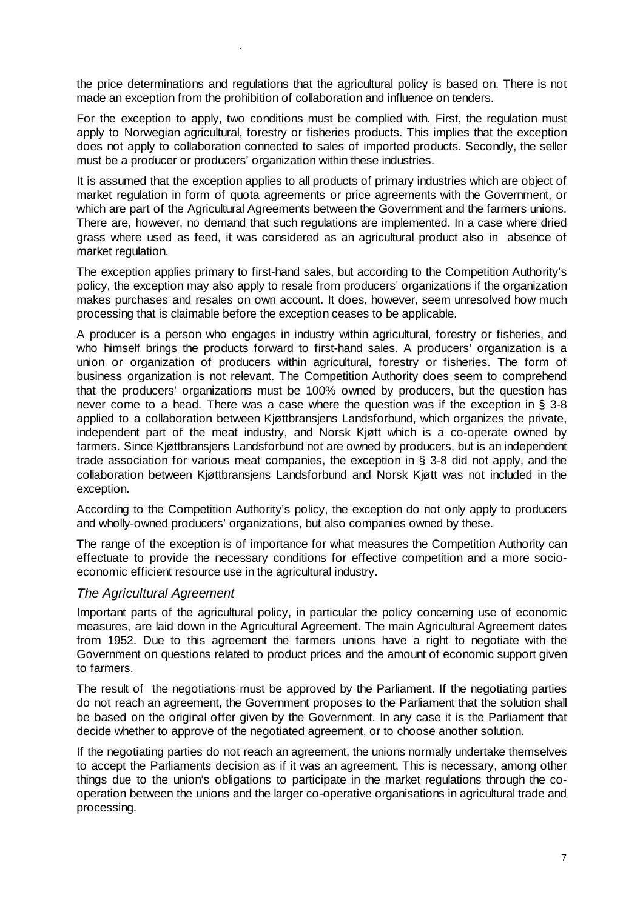the price determinations and regulations that the agricultural policy is based on. There is not made an exception from the prohibition of collaboration and influence on tenders.

For the exception to apply, two conditions must be complied with. First, the regulation must apply to Norwegian agricultural, forestry or fisheries products. This implies that the exception does not apply to collaboration connected to sales of imported products. Secondly, the seller must be a producer or producers' organization within these industries.

It is assumed that the exception applies to all products of primary industries which are object of market regulation in form of quota agreements or price agreements with the Government, or which are part of the Agricultural Agreements between the Government and the farmers unions. There are, however, no demand that such regulations are implemented. In a case where dried grass where used as feed, it was considered as an agricultural product also in absence of market regulation.

The exception applies primary to first-hand sales, but according to the Competition Authority's policy, the exception may also apply to resale from producers' organizations if the organization makes purchases and resales on own account. It does, however, seem unresolved how much processing that is claimable before the exception ceases to be applicable.

A producer is a person who engages in industry within agricultural, forestry or fisheries, and who himself brings the products forward to first-hand sales. A producers' organization is a union or organization of producers within agricultural, forestry or fisheries. The form of business organization is not relevant. The Competition Authority does seem to comprehend that the producers' organizations must be 100% owned by producers, but the question has never come to a head. There was a case where the question was if the exception in § 3-8 applied to a collaboration between Kjøttbransjens Landsforbund, which organizes the private, independent part of the meat industry, and Norsk Kjøtt which is a co-operate owned by farmers. Since Kjøttbransjens Landsforbund not are owned by producers, but is an independent trade association for various meat companies, the exception in § 3-8 did not apply, and the collaboration between Kjøttbransjens Landsforbund and Norsk Kjøtt was not included in the exception.

According to the Competition Authority's policy, the exception do not only apply to producers and wholly-owned producers' organizations, but also companies owned by these.

The range of the exception is of importance for what measures the Competition Authority can effectuate to provide the necessary conditions for effective competition and a more socio-economic efficient resource use in the agricultural industry.

### *The Agricultural Agreement*

Important parts of the agricultural policy, in particular the policy concerning use of economic measures, are laid down in the Agricultural Agreement. The main Agricultural Agreement dates from 1952. Due to this agreement the farmers unions have a right to negotiate with the Government on questions related to product prices and the amount of economic support given to farmers.

The result of the negotiations must be approved by the Parliament. If the negotiating parties do not reach an agreement, the Government proposes to the Parliament that the solution shall be based on the original offer given by the Government. In any case it is the Parliament that decide whether to approve of the negotiated agreement, or to choose another solution.

If the negotiating parties do not reach an agreement, the unions normally undertake themselves to accept the Parliaments decision as if it was an agreement. This is necessary, among other things due to the union's obligations to participate in the market regulations through the co-operation between the unions and the larger co-operative organisations in agricultural trade and processing.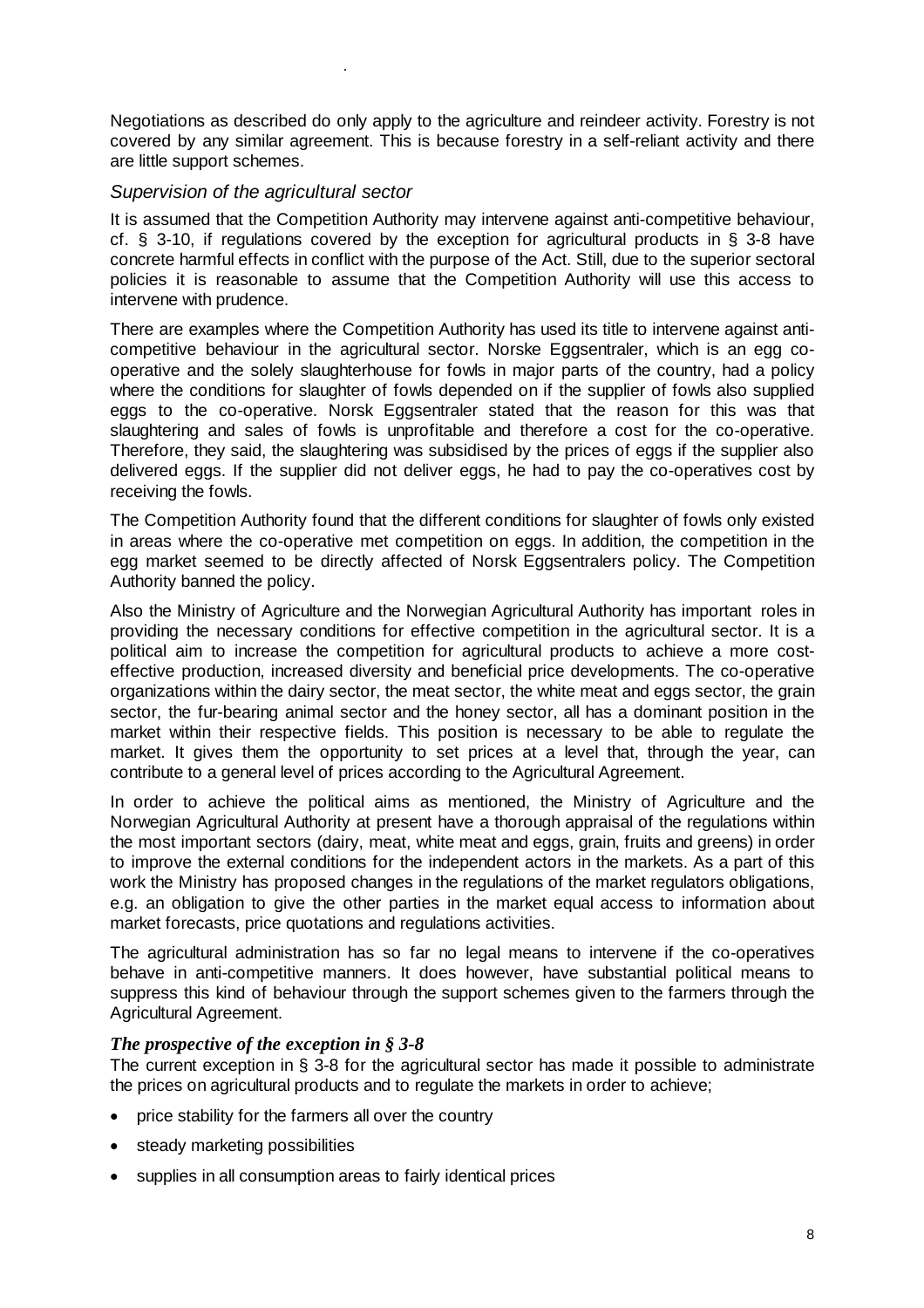Negotiations as described do only apply to the agriculture and reindeer activity. Forestry is not covered by any similar agreement. This is because forestry in a self-reliant activity and there are little support schemes.

### *Supervision of the agricultural sector*

It is assumed that the Competition Authority may intervene against anti-competitive behaviour, cf. § 3-10, if regulations covered by the exception for agricultural products in § 3-8 have concrete harmful effects in conflict with the purpose of the Act. Still, due to the superior sectoral policies it is reasonable to assume that the Competition Authority will use this access to intervene with prudence.

There are examples where the Competition Authority has used its title to intervene against anti-competitive behaviour in the agricultural sector. Norske Eggsentraler, which is an egg co-operative and the solely slaughterhouse for fowls in major parts of the country, had a policy where the conditions for slaughter of fowls depended on if the supplier of fowls also supplied eggs to the co-operative. Norsk Eggsentraler stated that the reason for this was that slaughtering and sales of fowls is unprofitable and therefore a cost for the co-operative. Therefore, they said, the slaughtering was subsidised by the prices of eggs if the supplier also delivered eggs. If the supplier did not deliver eggs, he had to pay the co-operatives cost by receiving the fowls.

The Competition Authority found that the different conditions for slaughter of fowls only existed in areas where the co-operative met competition on eggs. In addition, the competition in the egg market seemed to be directly affected of Norsk Eggsentralers policy. The Competition Authority banned the policy.

Also the Ministry of Agriculture and the Norwegian Agricultural Authority has important roles in providing the necessary conditions for effective competition in the agricultural sector. It is a political aim to increase the competition for agricultural products to achieve a more cost-effective production, increased diversity and beneficial price developments. The co-operative organizations within the dairy sector, the meat sector, the white meat and eggs sector, the grain sector, the fur-bearing animal sector and the honey sector, all has a dominant position in the market within their respective fields. This position is necessary to be able to regulate the market. It gives them the opportunity to set prices at a level that, through the year, can contribute to a general level of prices according to the Agricultural Agreement.

In order to achieve the political aims as mentioned, the Ministry of Agriculture and the Norwegian Agricultural Authority at present have a thorough appraisal of the regulations within the most important sectors (dairy, meat, white meat and eggs, grain, fruits and greens) in order to improve the external conditions for the independent actors in the markets. As a part of this work the Ministry has proposed changes in the regulations of the market regulators obligations, e.g. an obligation to give the other parties in the market equal access to information about market forecasts, price quotations and regulations activities.

The agricultural administration has so far no legal means to intervene if the co-operatives behave in anti-competitive manners. It does however, have substantial political means to suppress this kind of behaviour through the support schemes given to the farmers through the Agricultural Agreement.

### ***The prospective of the exception in § 3-8***

The current exception in § 3-8 for the agricultural sector has made it possible to administrate the prices on agricultural products and to regulate the markets in order to achieve;

- price stability for the farmers all over the country
- steady marketing possibilities
- supplies in all consumption areas to fairly identical prices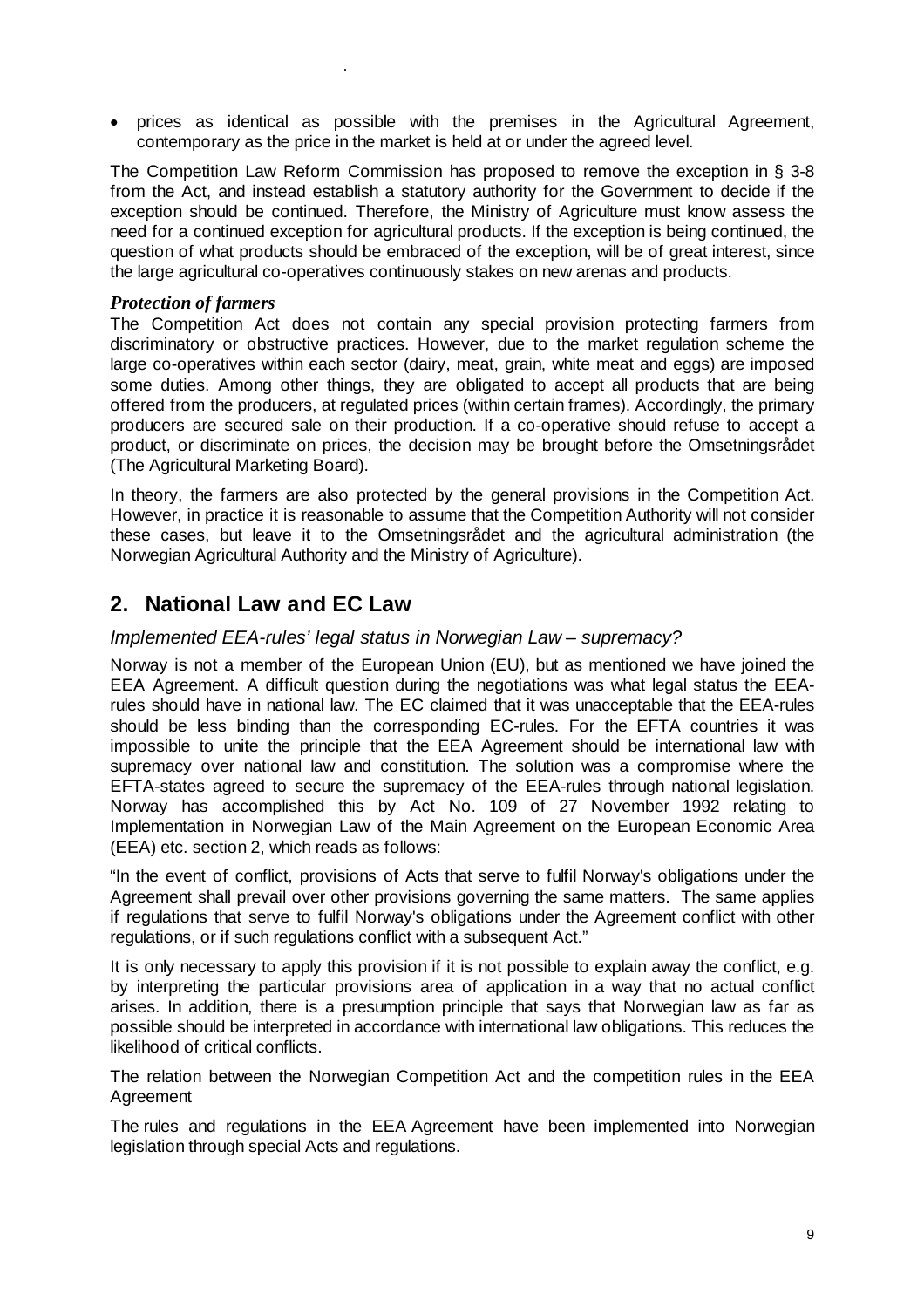- prices as identical as possible with the premises in the Agricultural Agreement, contemporary as the price in the market is held at or under the agreed level.

The Competition Law Reform Commission has proposed to remove the exception in § 3-8 from the Act, and instead establish a statutory authority for the Government to decide if the exception should be continued. Therefore, the Ministry of Agriculture must know assess the need for a continued exception for agricultural products. If the exception is being continued, the question of what products should be embraced of the exception, will be of great interest, since the large agricultural co-operatives continuously stakes on new arenas and products.

### *Protection of farmers*

The Competition Act does not contain any special provision protecting farmers from discriminatory or obstructive practices. However, due to the market regulation scheme the large co-operatives within each sector (dairy, meat, grain, white meat and eggs) are imposed some duties. Among other things, they are obligated to accept all products that are being offered from the producers, at regulated prices (within certain frames). Accordingly, the primary producers are secured sale on their production. If a co-operative should refuse to accept a product, or discriminate on prices, the decision may be brought before the Omsetningsrådet (The Agricultural Marketing Board).

In theory, the farmers are also protected by the general provisions in the Competition Act. However, in practice it is reasonable to assume that the Competition Authority will not consider these cases, but leave it to the Omsetningsrådet and the agricultural administration (the Norwegian Agricultural Authority and the Ministry of Agriculture).

## 2. National Law and EC Law

### *Implemented EEA-rules' legal status in Norwegian Law – supremacy?*

Norway is not a member of the European Union (EU), but as mentioned we have joined the EEA Agreement. A difficult question during the negotiations was what legal status the EEA-rules should have in national law. The EC claimed that it was unacceptable that the EEA-rules should be less binding than the corresponding EC-rules. For the EFTA countries it was impossible to unite the principle that the EEA Agreement should be international law with supremacy over national law and constitution. The solution was a compromise where the EFTA-states agreed to secure the supremacy of the EEA-rules through national legislation. Norway has accomplished this by Act No. 109 of 27 November 1992 relating to Implementation in Norwegian Law of the Main Agreement on the European Economic Area (EEA) etc. section 2, which reads as follows:

"In the event of conflict, provisions of Acts that serve to fulfil Norway's obligations under the Agreement shall prevail over other provisions governing the same matters. The same applies if regulations that serve to fulfil Norway's obligations under the Agreement conflict with other regulations, or if such regulations conflict with a subsequent Act."

It is only necessary to apply this provision if it is not possible to explain away the conflict, e.g. by interpreting the particular provisions area of application in a way that no actual conflict arises. In addition, there is a presumption principle that says that Norwegian law as far as possible should be interpreted in accordance with international law obligations. This reduces the likelihood of critical conflicts.

The relation between the Norwegian Competition Act and the competition rules in the EEA Agreement

The rules and regulations in the EEA Agreement have been implemented into Norwegian legislation through special Acts and regulations.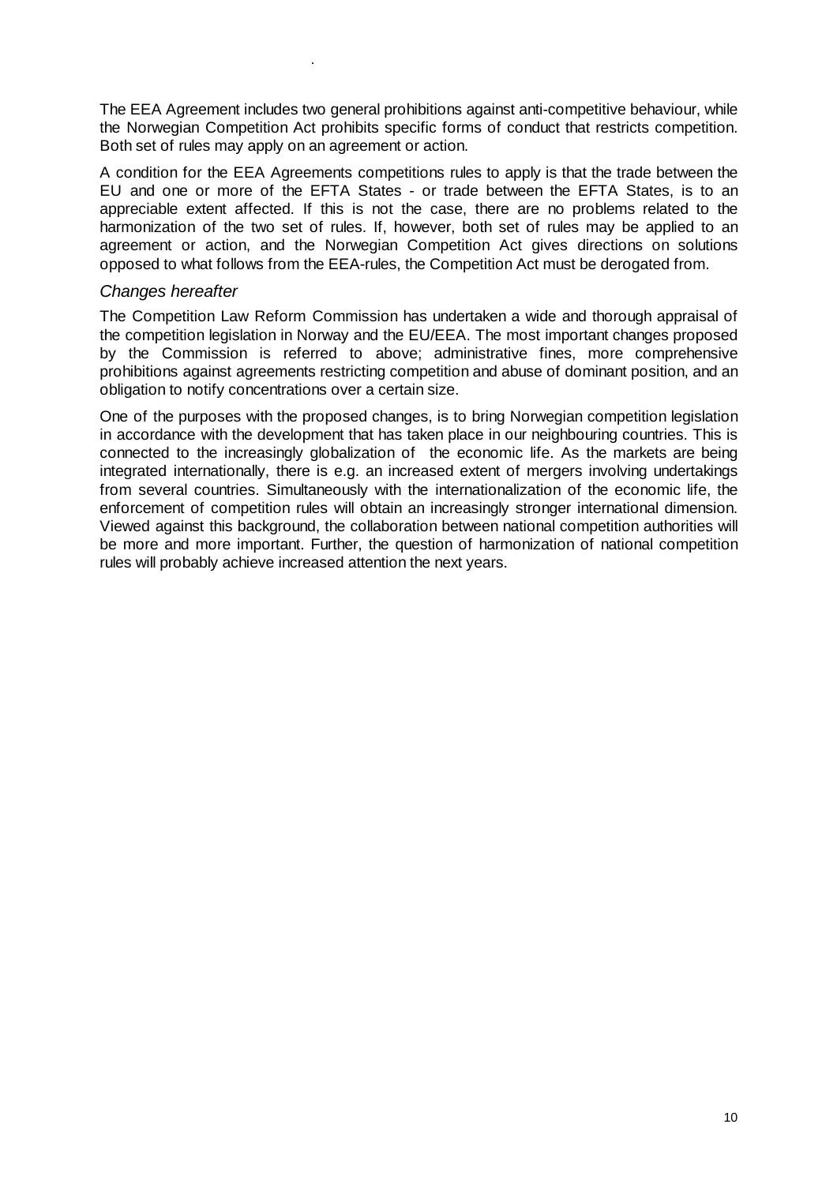The EEA Agreement includes two general prohibitions against anti-competitive behaviour, while the Norwegian Competition Act prohibits specific forms of conduct that restricts competition. Both set of rules may apply on an agreement or action.

A condition for the EEA Agreements competitions rules to apply is that the trade between the EU and one or more of the EFTA States - or trade between the EFTA States, is to an appreciable extent affected. If this is not the case, there are no problems related to the harmonization of the two set of rules. If, however, both set of rules may be applied to an agreement or action, and the Norwegian Competition Act gives directions on solutions opposed to what follows from the EEA-rules, the Competition Act must be derogated from.

### *Changes hereafter*

The Competition Law Reform Commission has undertaken a wide and thorough appraisal of the competition legislation in Norway and the EU/EEA. The most important changes proposed by the Commission is referred to above; administrative fines, more comprehensive prohibitions against agreements restricting competition and abuse of dominant position, and an obligation to notify concentrations over a certain size.

One of the purposes with the proposed changes, is to bring Norwegian competition legislation in accordance with the development that has taken place in our neighbouring countries. This is connected to the increasingly globalization of the economic life. As the markets are being integrated internationally, there is e.g. an increased extent of mergers involving undertakings from several countries. Simultaneously with the internationalization of the economic life, the enforcement of competition rules will obtain an increasingly stronger international dimension. Viewed against this background, the collaboration between national competition authorities will be more and more important. Further, the question of harmonization of national competition rules will probably achieve increased attention the next years.